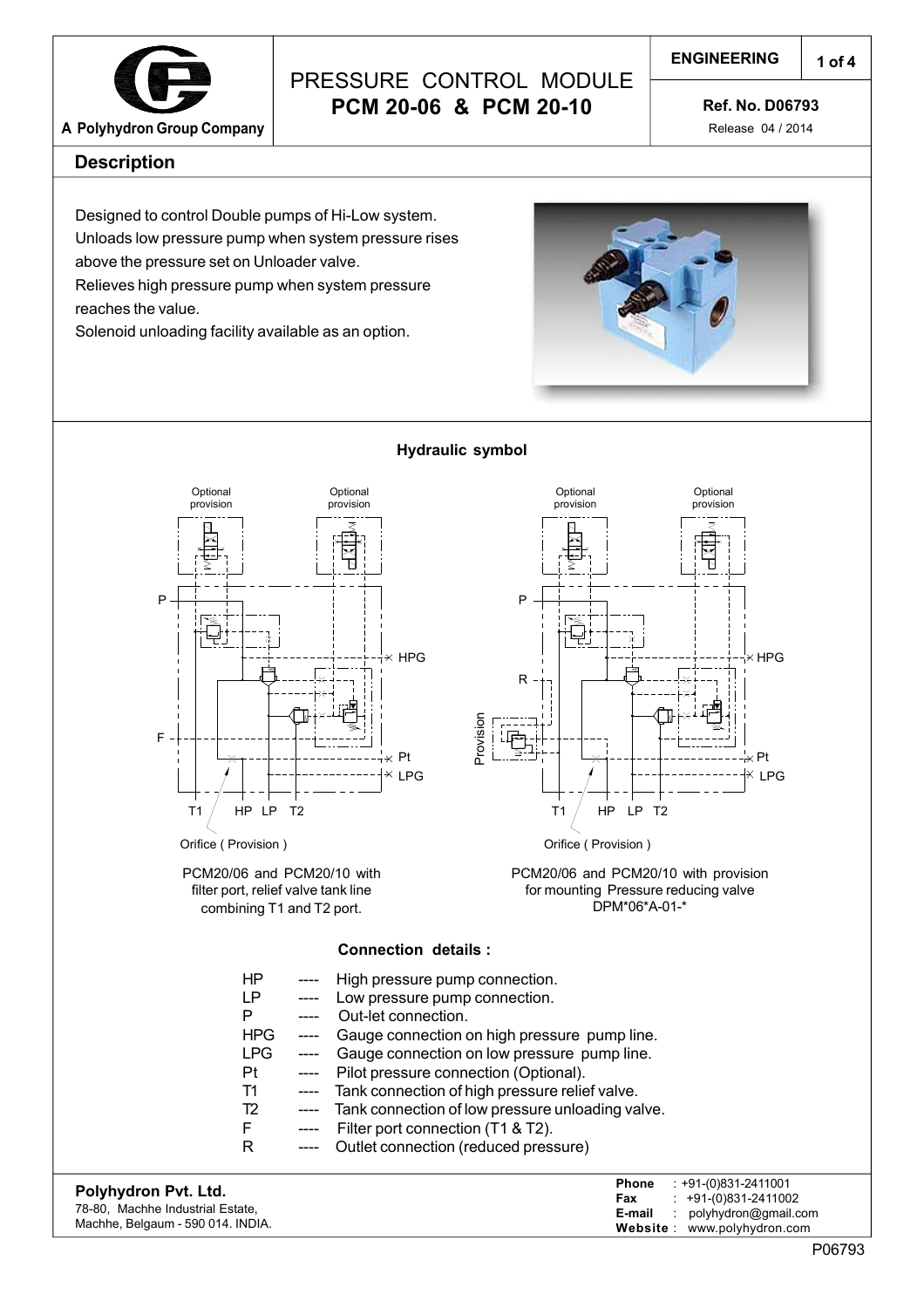# PRESSURE CONTROL MODULE
# PCM 20-06 & PCM 20-10

A Polyhydron Group Company

ENGINEERING

**Ref. No. D06793**
Release 04 / 2014

## Description

Designed to control Double pumps of Hi-Low system.
Unloads low pressure pump when system pressure rises above the pressure set on Unloader valve.
Relieves high pressure pump when system pressure reaches the value.
Solenoid unloading facility available as an option.

### Hydraulic symbol

PCM20/06 and PCM20/10 with filter port, relief valve tank line combining T1 and T2 port.

PCM20/06 and PCM20/10 with provision for mounting Pressure reducing valve DPM*06*A-01-*

### Connection details :

| | | |
|---|---|---|
| HP | ---- | High pressure pump connection. |
| LP | ---- | Low pressure pump connection. |
| P | ---- | Out-let connection. |
| HPG | ---- | Gauge connection on high pressure pump line. |
| LPG | ---- | Gauge connection on low pressure pump line. |
| Pt | ---- | Pilot pressure connection (Optional). |
| T1 | ---- | Tank connection of high pressure relief valve. |
| T2 | ---- | Tank connection of low pressure unloading valve. |
| F | ---- | Filter port connection (T1 & T2). |
| R | ---- | Outlet connection (reduced pressure) |

**Polyhydron Pvt. Ltd.**
78-80, Machhe Industrial Estate,
Machhe, Belgaum - 590 014. INDIA.

**Phone** : +91-(0)831-2411001
**Fax** : +91-(0)831-2411002
**E-mail** : polyhydron@gmail.com
**Website** : www.polyhydron.com

P06793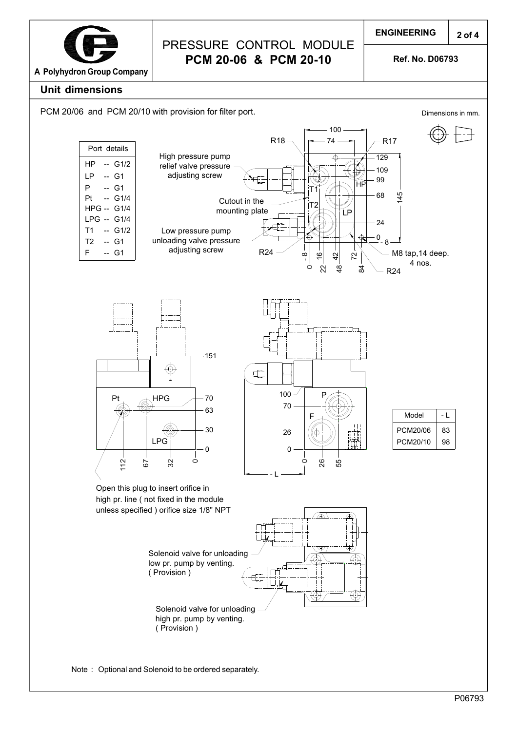## Unit dimensions

PCM 20/06 and PCM 20/10 with provision for filter port.

Dimensions in mm.

| Port details | |
|---|---|
| HP | G1/2 |
| LP | G1 |
| P | G1 |
| Pt | G1/4 |
| HPG | G1/4 |
| LPG | G1/4 |
| T1 | G1/2 |
| T2 | G1 |
| F | G1 |

High pressure pump relief valve pressure adjusting screw

Cutout in the mounting plate

Low pressure pump unloading valve pressure adjusting screw

M8 tap,14 deep. 4 nos.

Open this plug to insert orifice in high pr. line ( not fixed in the module unless specified ) orifice size 1/8" NPT

| Model | - L |
|---|---|
| PCM20/06 | 83 |
| PCM20/10 | 98 |

Solenoid valve for unloading low pr. pump by venting. ( Provision )

Solenoid valve for unloading high pr. pump by venting. ( Provision )

Note : Optional and Solenoid to be ordered separately.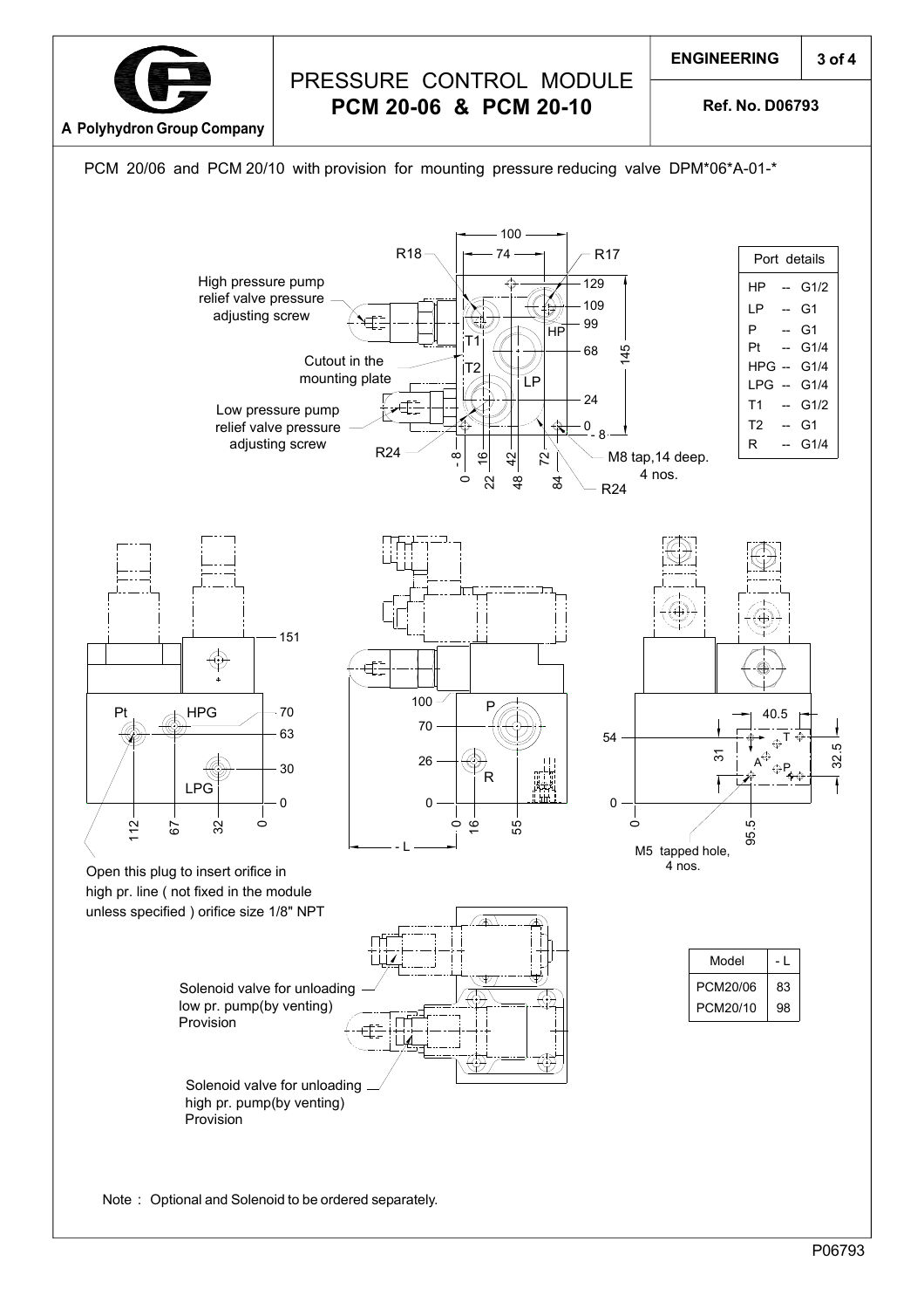# PRESSURE CONTROL MODULE
## PCM 20-06 & PCM 20-10

ENGINEERING

Ref. No. D06793

A Polyhydron Group Company

PCM 20/06 and PCM 20/10 with provision for mounting pressure reducing valve DPM*06*A-01-*

High pressure pump relief valve pressure adjusting screw

Cutout in the mounting plate

Low pressure pump relief valve pressure adjusting screw

M8 tap,14 deep. 4 nos.

| Port details | | |
|---|---|---|
| HP | -- | G1/2 |
| LP | -- | G1 |
| P | -- | G1 |
| Pt | -- | G1/4 |
| HPG | -- | G1/4 |
| LPG | -- | G1/4 |
| T1 | -- | G1/2 |
| T2 | -- | G1 |
| R | -- | G1/4 |

Open this plug to insert orifice in high pr. line ( not fixed in the module unless specified ) orifice size 1/8" NPT

M5 tapped hole, 4 nos.

| Model | - L |
|---|---|
| PCM20/06 | 83 |
| PCM20/10 | 98 |

Solenoid valve for unloading low pr. pump(by venting) Provision

Solenoid valve for unloading high pr. pump(by venting) Provision

Note : Optional and Solenoid to be ordered separately.

P06793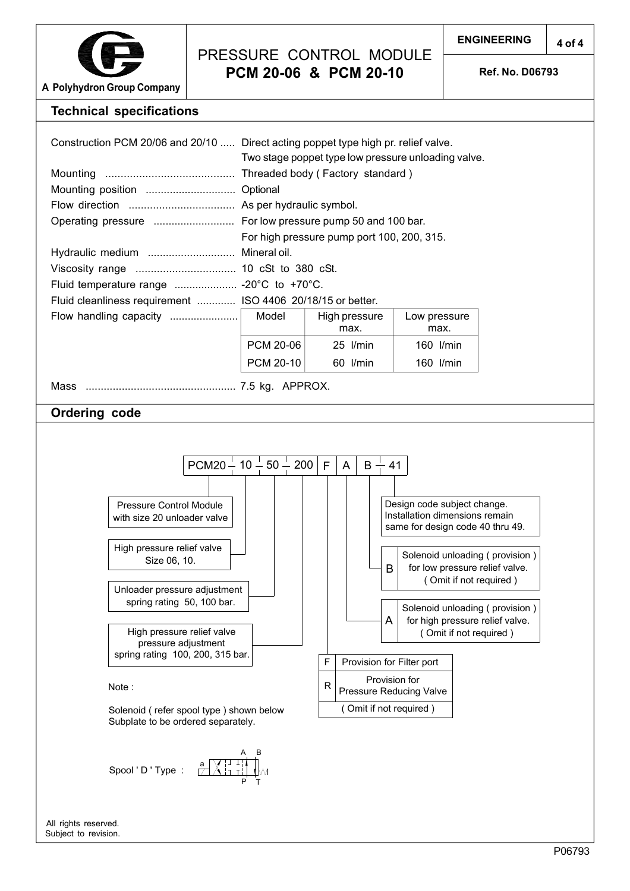# PRESSURE CONTROL MODULE
# PCM 20-06 & PCM 20-10

ENGINEERING

Ref. No. D06793

A Polyhydron Group Company

## Technical specifications

Construction PCM 20/06 and 20/10 ..... Direct acting poppet type high pr. relief valve.
Two stage poppet type low pressure unloading valve.

Mounting .......................................... Threaded body ( Factory standard )

Mounting position ............................. Optional

Flow direction .................................. As per hydraulic symbol.

Operating pressure ........................... For low pressure pump 50 and 100 bar.
For high pressure pump port 100, 200, 315.

Hydraulic medium ............................ Mineral oil.

Viscosity range ................................ 10 cSt to 380 cSt.

Fluid temperature range .................... -20°C to +70°C.

Fluid cleanliness requirement ............ ISO 4406 20/18/15 or better.

Flow handling capacity .......................

| Model | High pressure max. | Low pressure max. |
|---|---|---|
| PCM 20-06 | 25 l/min | 160 l/min |
| PCM 20-10 | 60 l/min | 160 l/min |

Mass .................................................. 7.5 kg. APPROX.

## Ordering code

PCM20 – 10 – 50 – 200 F A B – 41

- PCM20: Pressure Control Module with size 20 unloader valve
- 10: High pressure relief valve Size 06, 10.
- 50: Unloader pressure adjustment spring rating 50, 100 bar.
- 200: High pressure relief valve pressure adjustment spring rating 100, 200, 315 bar.
- F: Provision for Filter port
- R: Provision for Pressure Reducing Valve
  ( Omit if not required )
- A: Solenoid unloading ( provision ) for high pressure relief valve. ( Omit if not required )
- B: Solenoid unloading ( provision ) for low pressure relief valve. ( Omit if not required )
- 41: Design code subject change. Installation dimensions remain same for design code 40 thru 49.

Note :

Solenoid ( refer spool type ) shown below
Subplate to be ordered separately.

Spool ' D ' Type :

All rights reserved.
Subject to revision.

P06793